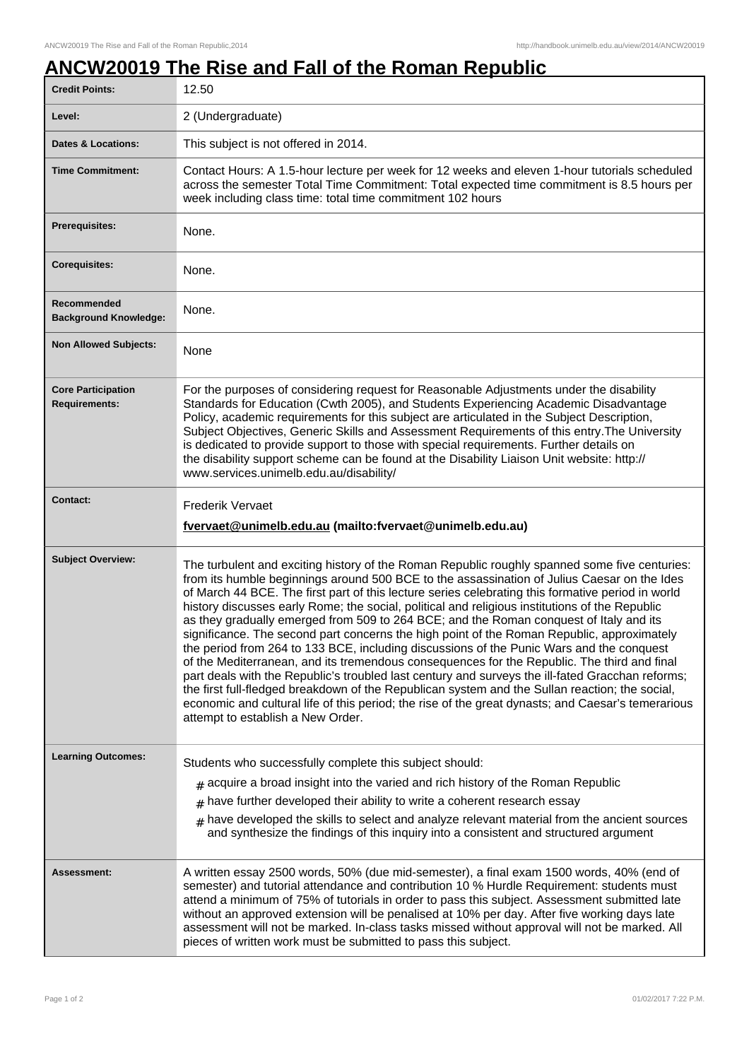# ANCW20019 The Rise and Fall of the Roman Republic

| | |
|---|---|
| **Credit Points:** | 12.50 |
| **Level:** | 2 (Undergraduate) |
| **Dates & Locations:** | This subject is not offered in 2014. |
| **Time Commitment:** | Contact Hours: A 1.5-hour lecture per week for 12 weeks and eleven 1-hour tutorials scheduled across the semester Total Time Commitment: Total expected time commitment is 8.5 hours per week including class time: total time commitment 102 hours |
| **Prerequisites:** | None. |
| **Corequisites:** | None. |
| **Recommended Background Knowledge:** | None. |
| **Non Allowed Subjects:** | None |
| **Core Participation Requirements:** | For the purposes of considering request for Reasonable Adjustments under the disability Standards for Education (Cwth 2005), and Students Experiencing Academic Disadvantage Policy, academic requirements for this subject are articulated in the Subject Description, Subject Objectives, Generic Skills and Assessment Requirements of this entry.The University is dedicated to provide support to those with special requirements. Further details on the disability support scheme can be found at the Disability Liaison Unit website: http://www.services.unimelb.edu.au/disability/ |
| **Contact:** | Frederik Vervaet<br>**fvervaet@unimelb.edu.au (mailto:fvervaet@unimelb.edu.au)** |
| **Subject Overview:** | The turbulent and exciting history of the Roman Republic roughly spanned some five centuries: from its humble beginnings around 500 BCE to the assassination of Julius Caesar on the Ides of March 44 BCE. The first part of this lecture series celebrating this formative period in world history discusses early Rome; the social, political and religious institutions of the Republic as they gradually emerged from 509 to 264 BCE; and the Roman conquest of Italy and its significance. The second part concerns the high point of the Roman Republic, approximately the period from 264 to 133 BCE, including discussions of the Punic Wars and the conquest of the Mediterranean, and its tremendous consequences for the Republic. The third and final part deals with the Republic's troubled last century and surveys the ill-fated Gracchan reforms; the first full-fledged breakdown of the Republican system and the Sullan reaction; the social, economic and cultural life of this period; the rise of the great dynasts; and Caesar's temerarious attempt to establish a New Order. |
| **Learning Outcomes:** | Students who successfully complete this subject should:<br># acquire a broad insight into the varied and rich history of the Roman Republic<br># have further developed their ability to write a coherent research essay<br># have developed the skills to select and analyze relevant material from the ancient sources and synthesize the findings of this inquiry into a consistent and structured argument |
| **Assessment:** | A written essay 2500 words, 50% (due mid-semester), a final exam 1500 words, 40% (end of semester) and tutorial attendance and contribution 10 % Hurdle Requirement: students must attend a minimum of 75% of tutorials in order to pass this subject. Assessment submitted late without an approved extension will be penalised at 10% per day. After five working days late assessment will not be marked. In-class tasks missed without approval will not be marked. All pieces of written work must be submitted to pass this subject. |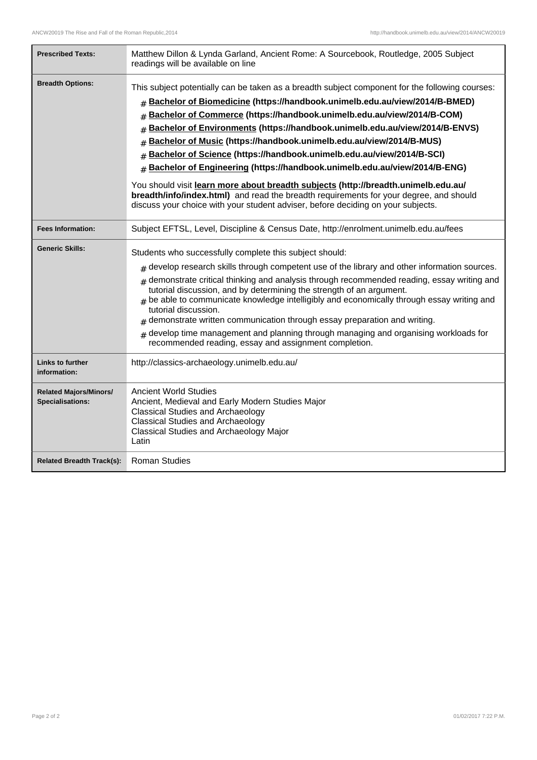| | |
|---|---|
| **Prescribed Texts:** | Matthew Dillon & Lynda Garland, Ancient Rome: A Sourcebook, Routledge, 2005 Subject readings will be available on line |
| **Breadth Options:** | This subject potentially can be taken as a breadth subject component for the following courses:<br># **Bachelor of Biomedicine (https://handbook.unimelb.edu.au/view/2014/B-BMED)**<br># **Bachelor of Commerce (https://handbook.unimelb.edu.au/view/2014/B-COM)**<br># **Bachelor of Environments (https://handbook.unimelb.edu.au/view/2014/B-ENVS)**<br># **Bachelor of Music (https://handbook.unimelb.edu.au/view/2014/B-MUS)**<br># **Bachelor of Science (https://handbook.unimelb.edu.au/view/2014/B-SCI)**<br># **Bachelor of Engineering (https://handbook.unimelb.edu.au/view/2014/B-ENG)**<br>You should visit **learn more about breadth subjects (http://breadth.unimelb.edu.au/breadth/info/index.html)** and read the breadth requirements for your degree, and should discuss your choice with your student adviser, before deciding on your subjects. |
| **Fees Information:** | Subject EFTSL, Level, Discipline & Census Date, http://enrolment.unimelb.edu.au/fees |
| **Generic Skills:** | Students who successfully complete this subject should:<br># develop research skills through competent use of the library and other information sources.<br># demonstrate critical thinking and analysis through recommended reading, essay writing and tutorial discussion, and by determining the strength of an argument.<br># be able to communicate knowledge intelligibly and economically through essay writing and tutorial discussion.<br># demonstrate written communication through essay preparation and writing.<br># develop time management and planning through managing and organising workloads for recommended reading, essay and assignment completion. |
| **Links to further information:** | http://classics-archaeology.unimelb.edu.au/ |
| **Related Majors/Minors/ Specialisations:** | Ancient World Studies<br>Ancient, Medieval and Early Modern Studies Major<br>Classical Studies and Archaeology<br>Classical Studies and Archaeology<br>Classical Studies and Archaeology Major<br>Latin |
| **Related Breadth Track(s):** | Roman Studies |